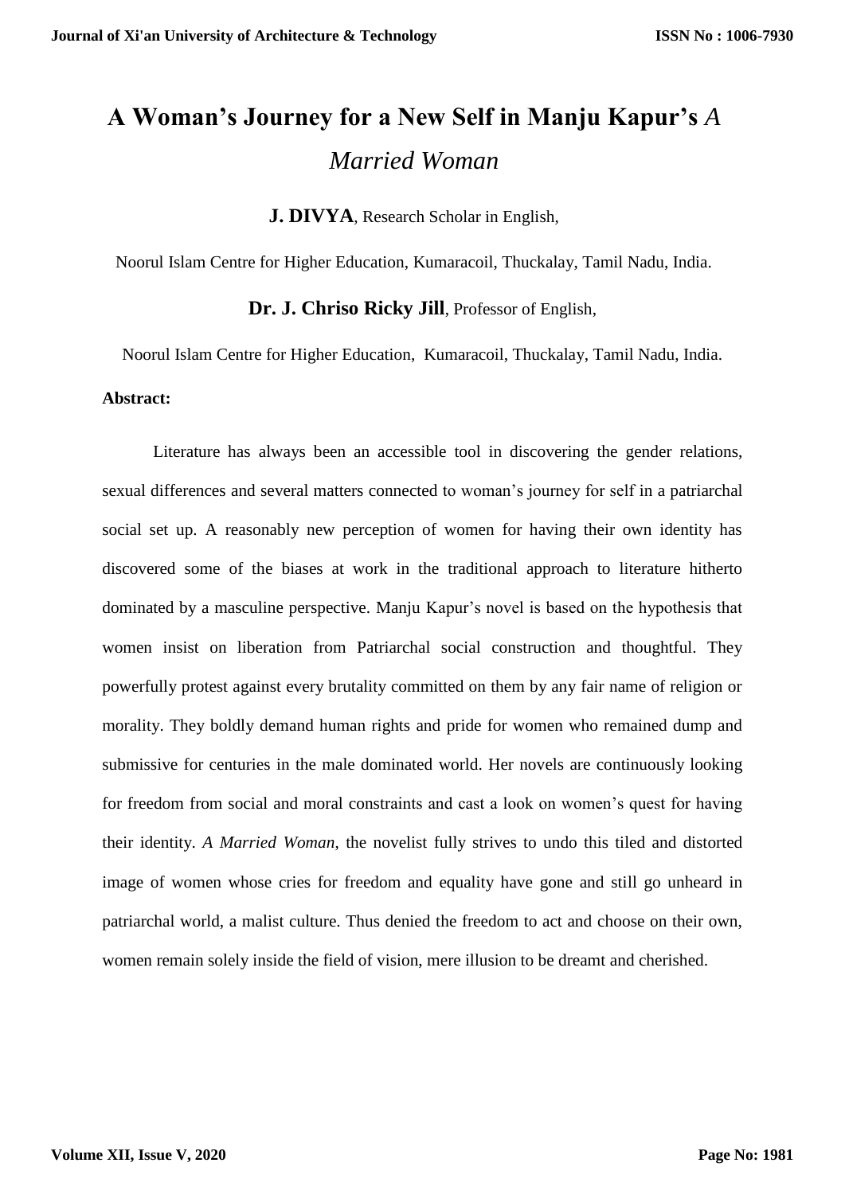# A Woman's Journey for a New Self in Manju Kapur's *A Married Woman*

**J. DIVYA**, Research Scholar in English,

Noorul Islam Centre for Higher Education, Kumaracoil, Thuckalay, Tamil Nadu, India.

**Dr. J. Chriso Ricky Jill**, Professor of English,

Noorul Islam Centre for Higher Education, Kumaracoil, Thuckalay, Tamil Nadu, India.

**Abstract:**

Literature has always been an accessible tool in discovering the gender relations, sexual differences and several matters connected to woman's journey for self in a patriarchal social set up. A reasonably new perception of women for having their own identity has discovered some of the biases at work in the traditional approach to literature hitherto dominated by a masculine perspective. Manju Kapur's novel is based on the hypothesis that women insist on liberation from Patriarchal social construction and thoughtful. They powerfully protest against every brutality committed on them by any fair name of religion or morality. They boldly demand human rights and pride for women who remained dump and submissive for centuries in the male dominated world. Her novels are continuously looking for freedom from social and moral constraints and cast a look on women's quest for having their identity. *A Married Woman*, the novelist fully strives to undo this tiled and distorted image of women whose cries for freedom and equality have gone and still go unheard in patriarchal world, a malist culture. Thus denied the freedom to act and choose on their own, women remain solely inside the field of vision, mere illusion to be dreamt and cherished.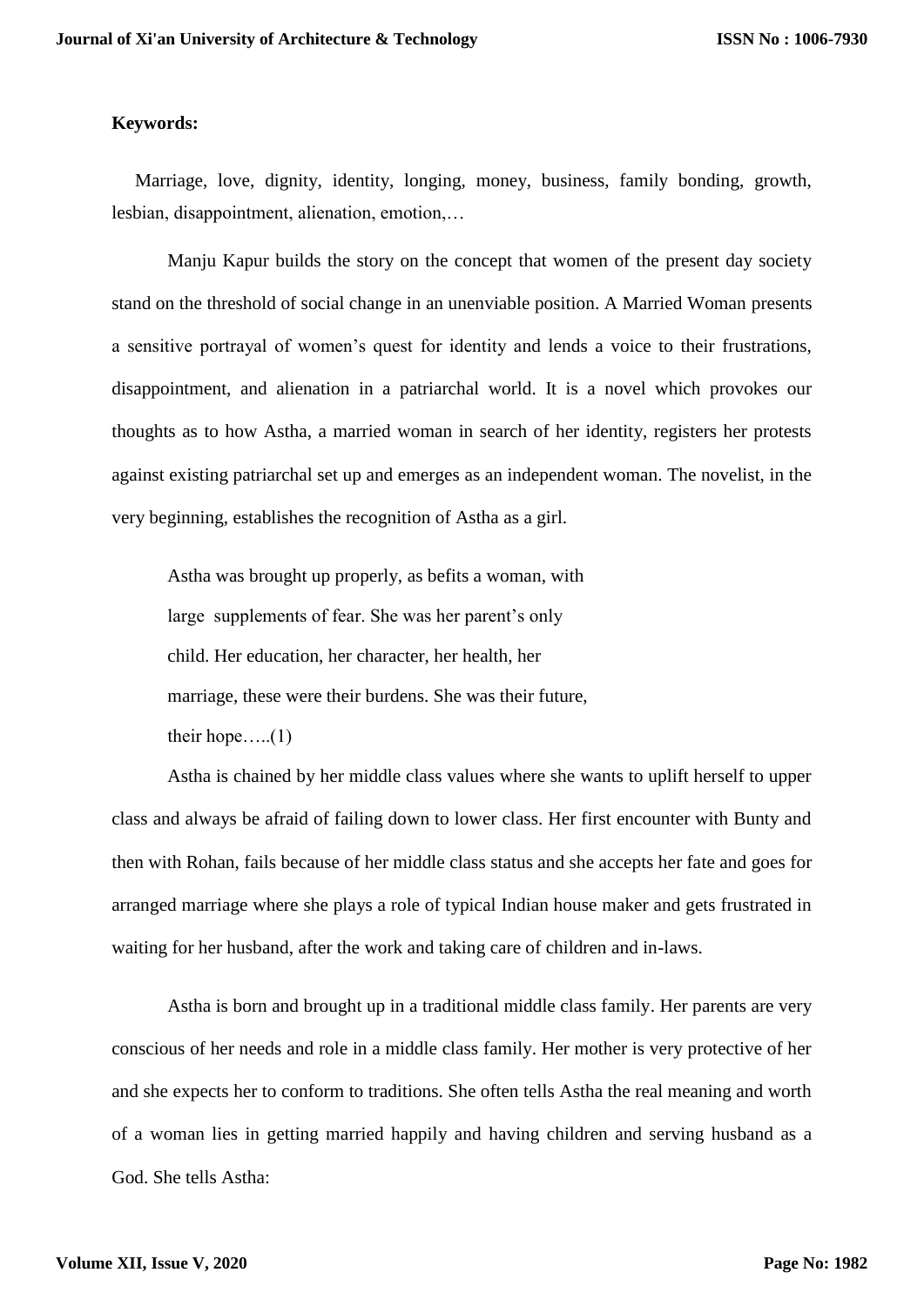**Keywords:**

Marriage, love, dignity, identity, longing, money, business, family bonding, growth, lesbian, disappointment, alienation, emotion,…

Manju Kapur builds the story on the concept that women of the present day society stand on the threshold of social change in an unenviable position. A Married Woman presents a sensitive portrayal of women's quest for identity and lends a voice to their frustrations, disappointment, and alienation in a patriarchal world. It is a novel which provokes our thoughts as to how Astha, a married woman in search of her identity, registers her protests against existing patriarchal set up and emerges as an independent woman. The novelist, in the very beginning, establishes the recognition of Astha as a girl.

> Astha was brought up properly, as befits a woman, with large supplements of fear. She was her parent's only child. Her education, her character, her health, her marriage, these were their burdens. She was their future, their hope…..(1)

Astha is chained by her middle class values where she wants to uplift herself to upper class and always be afraid of failing down to lower class. Her first encounter with Bunty and then with Rohan, fails because of her middle class status and she accepts her fate and goes for arranged marriage where she plays a role of typical Indian house maker and gets frustrated in waiting for her husband, after the work and taking care of children and in-laws.

Astha is born and brought up in a traditional middle class family. Her parents are very conscious of her needs and role in a middle class family. Her mother is very protective of her and she expects her to conform to traditions. She often tells Astha the real meaning and worth of a woman lies in getting married happily and having children and serving husband as a God. She tells Astha: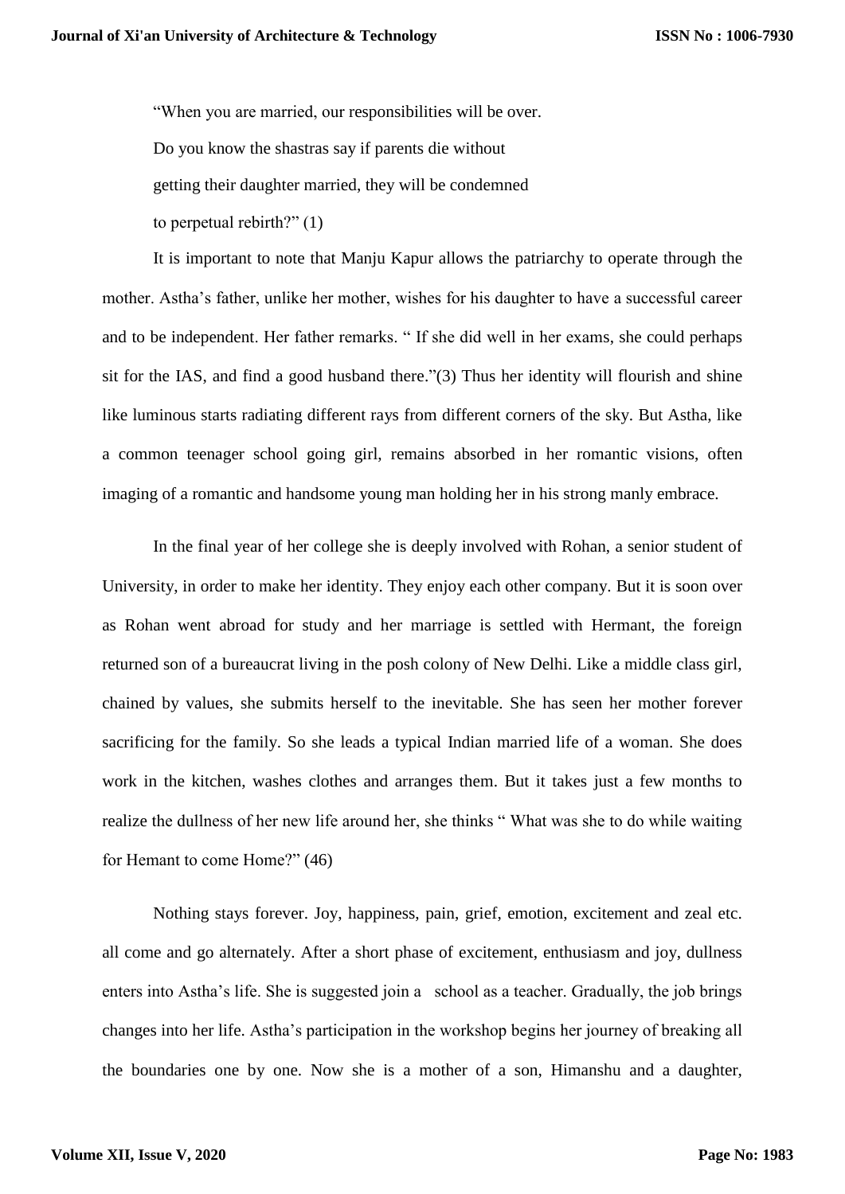"When you are married, our responsibilities will be over.
Do you know the shastras say if parents die without
getting their daughter married, they will be condemned
to perpetual rebirth?" (1)

It is important to note that Manju Kapur allows the patriarchy to operate through the mother. Astha's father, unlike her mother, wishes for his daughter to have a successful career and to be independent. Her father remarks. " If she did well in her exams, she could perhaps sit for the IAS, and find a good husband there."(3) Thus her identity will flourish and shine like luminous starts radiating different rays from different corners of the sky. But Astha, like a common teenager school going girl, remains absorbed in her romantic visions, often imaging of a romantic and handsome young man holding her in his strong manly embrace.

In the final year of her college she is deeply involved with Rohan, a senior student of University, in order to make her identity. They enjoy each other company. But it is soon over as Rohan went abroad for study and her marriage is settled with Hermant, the foreign returned son of a bureaucrat living in the posh colony of New Delhi. Like a middle class girl, chained by values, she submits herself to the inevitable. She has seen her mother forever sacrificing for the family. So she leads a typical Indian married life of a woman. She does work in the kitchen, washes clothes and arranges them. But it takes just a few months to realize the dullness of her new life around her, she thinks " What was she to do while waiting for Hemant to come Home?" (46)

Nothing stays forever. Joy, happiness, pain, grief, emotion, excitement and zeal etc. all come and go alternately. After a short phase of excitement, enthusiasm and joy, dullness enters into Astha's life. She is suggested join a school as a teacher. Gradually, the job brings changes into her life. Astha's participation in the workshop begins her journey of breaking all the boundaries one by one. Now she is a mother of a son, Himanshu and a daughter,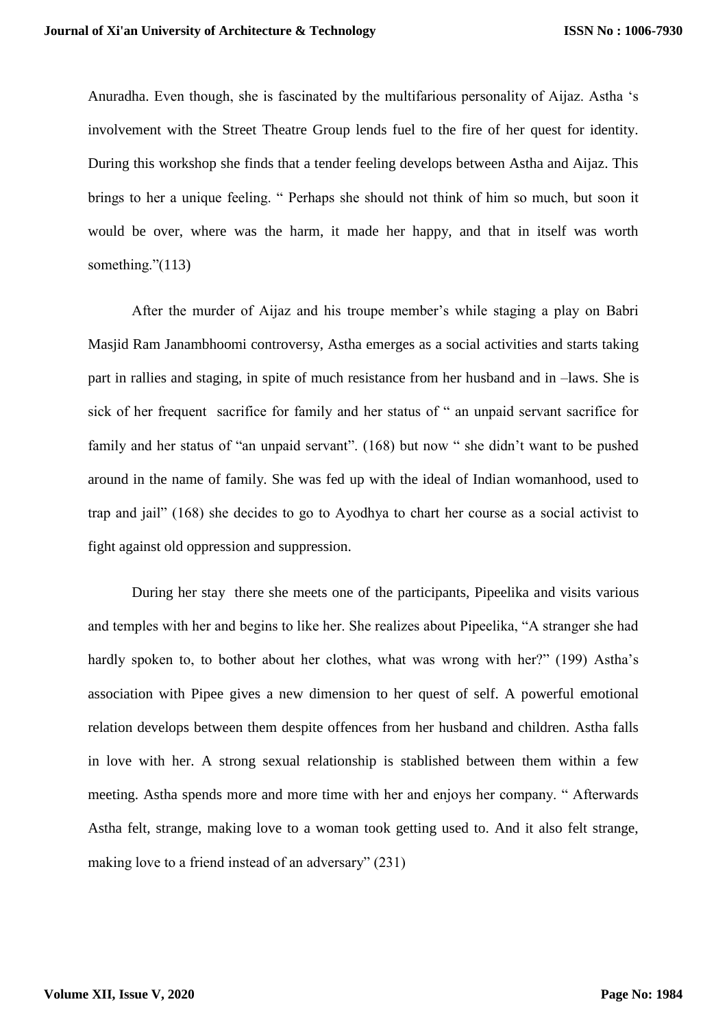Anuradha. Even though, she is fascinated by the multifarious personality of Aijaz. Astha 's involvement with the Street Theatre Group lends fuel to the fire of her quest for identity. During this workshop she finds that a tender feeling develops between Astha and Aijaz. This brings to her a unique feeling. " Perhaps she should not think of him so much, but soon it would be over, where was the harm, it made her happy, and that in itself was worth something."(113)

After the murder of Aijaz and his troupe member's while staging a play on Babri Masjid Ram Janambhoomi controversy, Astha emerges as a social activities and starts taking part in rallies and staging, in spite of much resistance from her husband and in –laws. She is sick of her frequent sacrifice for family and her status of " an unpaid servant sacrifice for family and her status of "an unpaid servant". (168) but now " she didn't want to be pushed around in the name of family. She was fed up with the ideal of Indian womanhood, used to trap and jail" (168) she decides to go to Ayodhya to chart her course as a social activist to fight against old oppression and suppression.

During her stay there she meets one of the participants, Pipeelika and visits various and temples with her and begins to like her. She realizes about Pipeelika, "A stranger she had hardly spoken to, to bother about her clothes, what was wrong with her?" (199) Astha's association with Pipee gives a new dimension to her quest of self. A powerful emotional relation develops between them despite offences from her husband and children. Astha falls in love with her. A strong sexual relationship is stablished between them within a few meeting. Astha spends more and more time with her and enjoys her company. " Afterwards Astha felt, strange, making love to a woman took getting used to. And it also felt strange, making love to a friend instead of an adversary" (231)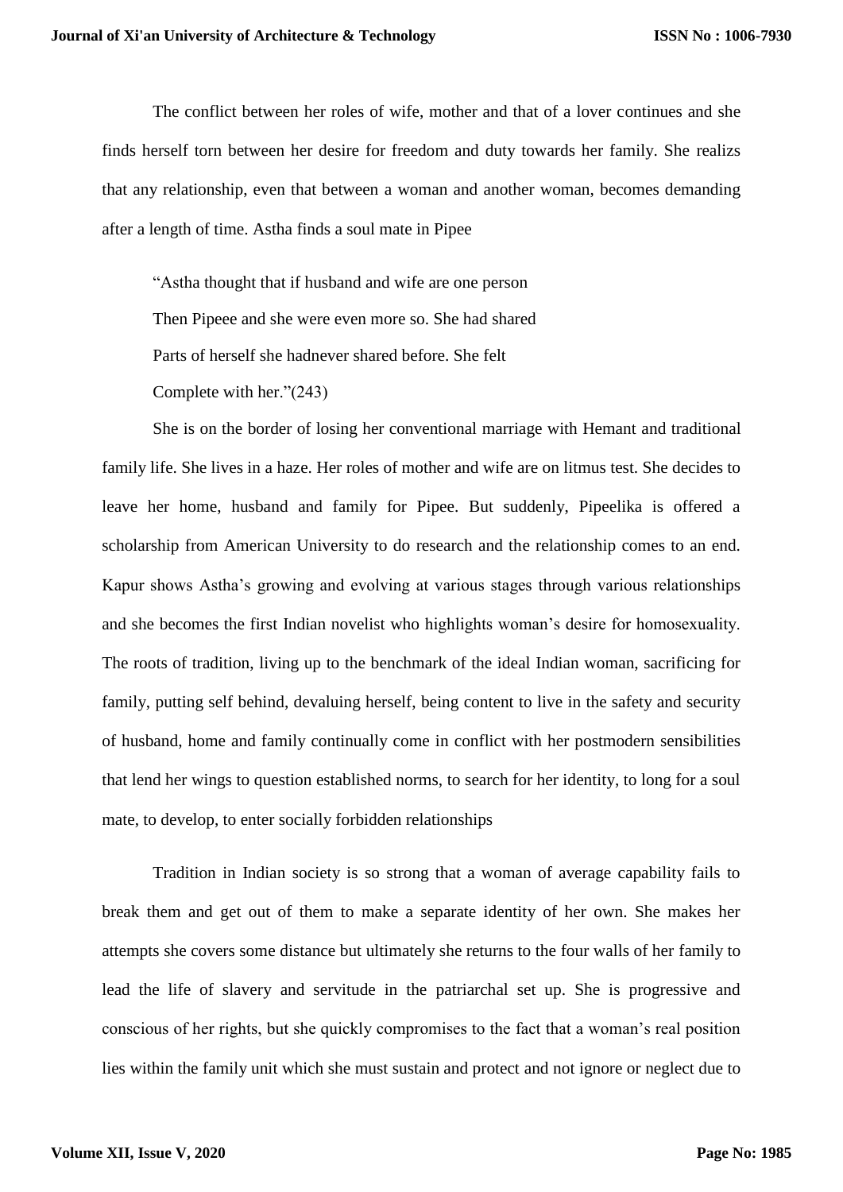The conflict between her roles of wife, mother and that of a lover continues and she finds herself torn between her desire for freedom and duty towards her family. She realizs that any relationship, even that between a woman and another woman, becomes demanding after a length of time. Astha finds a soul mate in Pipee

> "Astha thought that if husband and wife are one person
> Then Pipeee and she were even more so. She had shared
> Parts of herself she hadnever shared before. She felt
> Complete with her."(243)

She is on the border of losing her conventional marriage with Hemant and traditional family life. She lives in a haze. Her roles of mother and wife are on litmus test. She decides to leave her home, husband and family for Pipee. But suddenly, Pipeelika is offered a scholarship from American University to do research and the relationship comes to an end. Kapur shows Astha's growing and evolving at various stages through various relationships and she becomes the first Indian novelist who highlights woman's desire for homosexuality. The roots of tradition, living up to the benchmark of the ideal Indian woman, sacrificing for family, putting self behind, devaluing herself, being content to live in the safety and security of husband, home and family continually come in conflict with her postmodern sensibilities that lend her wings to question established norms, to search for her identity, to long for a soul mate, to develop, to enter socially forbidden relationships

Tradition in Indian society is so strong that a woman of average capability fails to break them and get out of them to make a separate identity of her own. She makes her attempts she covers some distance but ultimately she returns to the four walls of her family to lead the life of slavery and servitude in the patriarchal set up. She is progressive and conscious of her rights, but she quickly compromises to the fact that a woman's real position lies within the family unit which she must sustain and protect and not ignore or neglect due to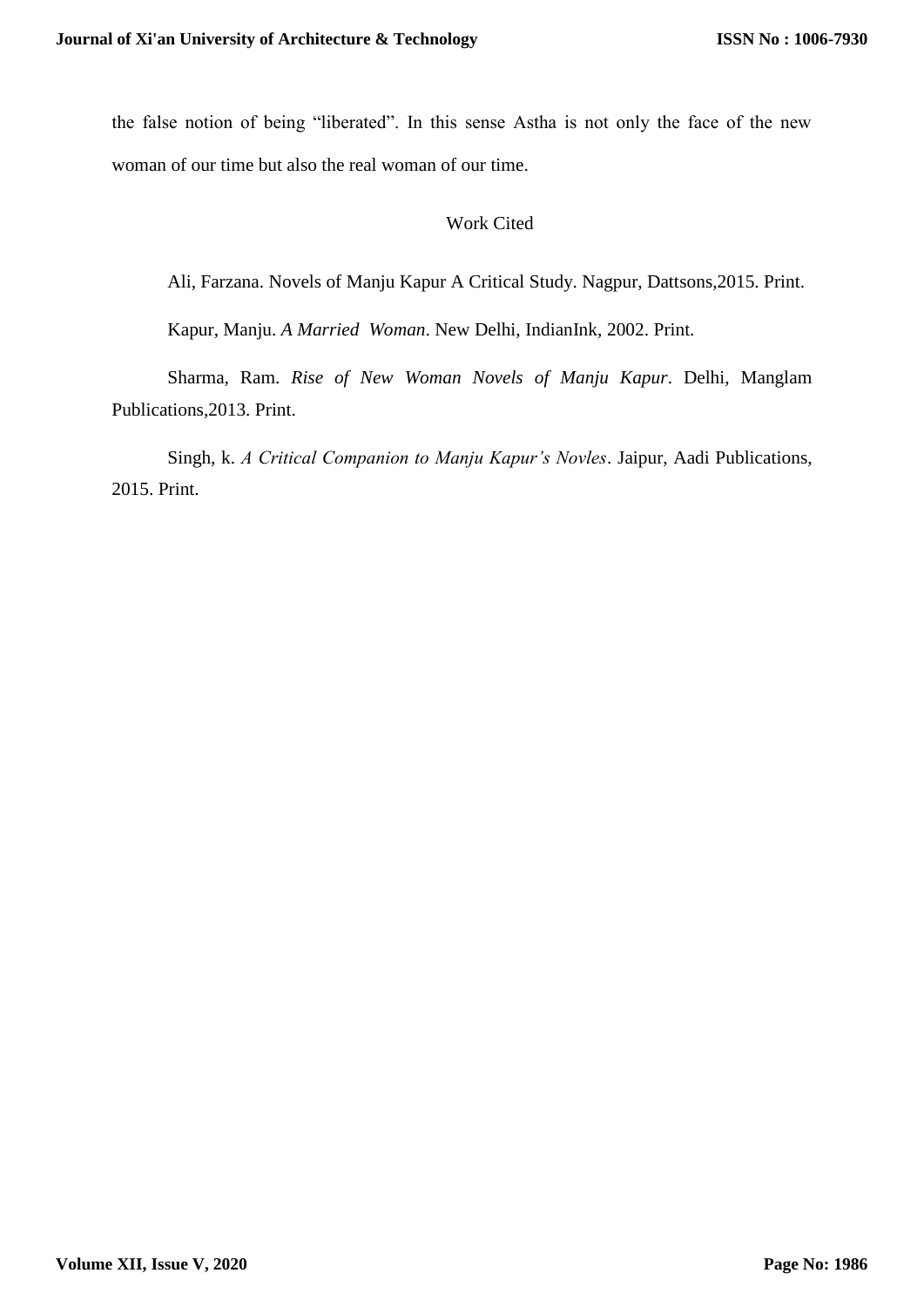the false notion of being "liberated". In this sense Astha is not only the face of the new woman of our time but also the real woman of our time.

## Work Cited

Ali, Farzana. Novels of Manju Kapur A Critical Study. Nagpur, Dattsons,2015. Print.

Kapur, Manju. *A Married Woman*. New Delhi, IndianInk, 2002. Print.

Sharma, Ram. *Rise of New Woman Novels of Manju Kapur*. Delhi, Manglam Publications,2013. Print.

Singh, k. *A Critical Companion to Manju Kapur's Novles*. Jaipur, Aadi Publications, 2015. Print.